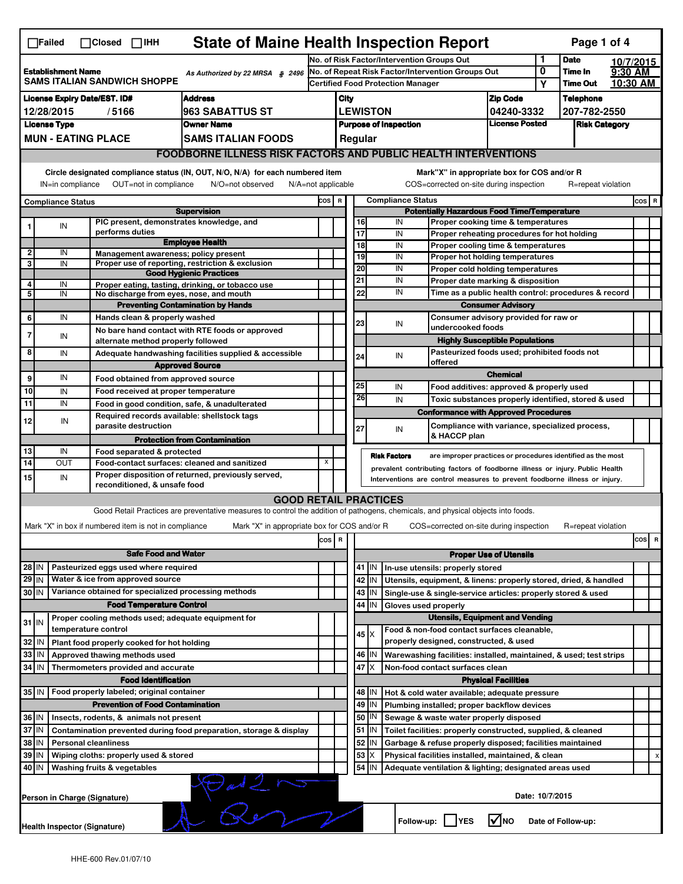☐Failed ☐Closed ☐IHH

# State of Maine Health Inspection Report

| | | | |
|---|---|---|---|
| **Establishment Name** SAMS ITALIAN SANDWICH SHOPPE | As Authorized by 22 MRSA § 2496 | No. of Risk Factor/Intervention Groups Out: 1 | **Date** 10/7/2015 |
| | | No. of Repeat Risk Factor/Intervention Groups Out: 0 | **Time In** 9:30 AM |
| | | Certified Food Protection Manager: Y | **Time Out** 10:30 AM |

| License Expiry Date/EST. ID# | Address | City | Zip Code | Telephone |
|---|---|---|---|---|
| 12/28/2015 / 5166 | 963 SABATTUS ST | LEWISTON | 04240-3332 | 207-782-2550 |

| License Type | Owner Name | Purpose of Inspection | License Posted | Risk Category |
|---|---|---|---|---|
| MUN - EATING PLACE | SAMS ITALIAN FOODS | Regular | | |

## FOODBORNE ILLNESS RISK FACTORS AND PUBLIC HEALTH INTERVENTIONS

Circle designated compliance status (IN, OUT, N/O, N/A) for each numbered item — IN=in compliance OUT=not in compliance N/O=not observed N/A=not applicable

Mark"X" in appropriate box for COS and/or R — COS=corrected on-site during inspection R=repeat violation

| # | Compliance Status | Item | COS | R |
|---|---|---|---|---|
| | | **Supervision** | | |
| 1 | IN | PIC present, demonstrates knowledge, and performs duties | | |
| | | **Employee Health** | | |
| 2 | IN | Management awareness; policy present | | |
| 3 | IN | Proper use of reporting, restriction & exclusion | | |
| | | **Good Hygienic Practices** | | |
| 4 | IN | Proper eating, tasting, drinking, or tobacco use | | |
| 5 | IN | No discharge from eyes, nose, and mouth | | |
| | | **Preventing Contamination by Hands** | | |
| 6 | IN | Hands clean & properly washed | | |
| 7 | IN | No bare hand contact with RTE foods or approved alternate method properly followed | | |
| 8 | IN | Adequate handwashing facilities supplied & accessible | | |
| | | **Approved Source** | | |
| 9 | IN | Food obtained from approved source | | |
| 10 | IN | Food received at proper temperature | | |
| 11 | IN | Food in good condition, safe, & unadulterated | | |
| 12 | IN | Required records available: shellstock tags parasite destruction | | |
| | | **Protection from Contamination** | | |
| 13 | IN | Food separated & protected | | |
| 14 | OUT | Food-contact surfaces: cleaned and sanitized | X | |
| 15 | IN | Proper disposition of returned, previously served, reconditioned, & unsafe food | | |
| | | **Potentially Hazardous Food Time/Temperature** | | |
| 16 | IN | Proper cooking time & temperatures | | |
| 17 | IN | Proper reheating procedures for hot holding | | |
| 18 | IN | Proper cooling time & temperatures | | |
| 19 | IN | Proper hot holding temperatures | | |
| 20 | IN | Proper cold holding temperatures | | |
| 21 | IN | Proper date marking & disposition | | |
| 22 | IN | Time as a public health control: procedures & record | | |
| | | **Consumer Advisory** | | |
| 23 | IN | Consumer advisory provided for raw or undercooked foods | | |
| | | **Highly Susceptible Populations** | | |
| 24 | IN | Pasteurized foods used; prohibited foods not offered | | |
| | | **Chemical** | | |
| 25 | IN | Food additives: approved & properly used | | |
| 26 | IN | Toxic substances properly identified, stored & used | | |
| | | **Conformance with Approved Procedures** | | |
| 27 | IN | Compliance with variance, specialized process, & HACCP plan | | |

**Risk Factors** are improper practices or procedures identified as the most prevalent contributing factors of foodborne illness or injury. Public Health Interventions are control measures to prevent foodborne illness or injury.

## GOOD RETAIL PRACTICES

Good Retail Practices are preventative measures to control the addition of pathogens, chemicals, and physical objects into foods.

Mark "X" in box if numbered item is not in compliance — Mark "X" in appropriate box for COS and/or R — COS=corrected on-site during inspection R=repeat violation

| # | Status | Item | COS | R |
|---|---|---|---|---|
| | | **Safe Food and Water** | | |
| 28 | IN | Pasteurized eggs used where required | | |
| 29 | IN | Water & ice from approved source | | |
| 30 | IN | Variance obtained for specialized processing methods | | |
| | | **Food Temperature Control** | | |
| 31 | IN | Proper cooling methods used; adequate equipment for temperature control | | |
| 32 | IN | Plant food properly cooked for hot holding | | |
| 33 | IN | Approved thawing methods used | | |
| 34 | IN | Thermometers provided and accurate | | |
| | | **Food Identification** | | |
| 35 | IN | Food properly labeled; original container | | |
| | | **Prevention of Food Contamination** | | |
| 36 | IN | Insects, rodents, & animals not present | | |
| 37 | IN | Contamination prevented during food preparation, storage & display | | |
| 38 | IN | Personal cleanliness | | |
| 39 | IN | Wiping cloths: properly used & stored | | |
| 40 | IN | Washing fruits & vegetables | | |
| | | **Proper Use of Utensils** | | |
| 41 | IN | In-use utensils: properly stored | | |
| 42 | IN | Utensils, equipment, & linens: properly stored, dried, & handled | | |
| 43 | IN | Single-use & single-service articles: properly stored & used | | |
| 44 | IN | Gloves used properly | | |
| | | **Utensils, Equipment and Vending** | | |
| 45 | X | Food & non-food contact surfaces cleanable, properly designed, constructed, & used | | |
| 46 | IN | Warewashing facilities: installed, maintained, & used; test strips | | |
| 47 | X | Non-food contact surfaces clean | | |
| | | **Physical Facilities** | | |
| 48 | IN | Hot & cold water available; adequate pressure | | |
| 49 | IN | Plumbing installed; proper backflow devices | | |
| 50 | IN | Sewage & waste water properly disposed | | |
| 51 | IN | Toilet facilities: properly constructed, supplied, & cleaned | | |
| 52 | IN | Garbage & refuse properly disposed; facilities maintained | | |
| 53 | X | Physical facilities installed, maintained, & clean | | X |
| 54 | IN | Adequate ventilation & lighting; designated areas used | | |

Person in Charge (Signature): [signature]

Date: 10/7/2015

Health Inspector (Signature): [signature]

Follow-up: ☐ YES ☑ NO Date of Follow-up:

HHE-600 Rev.01/07/10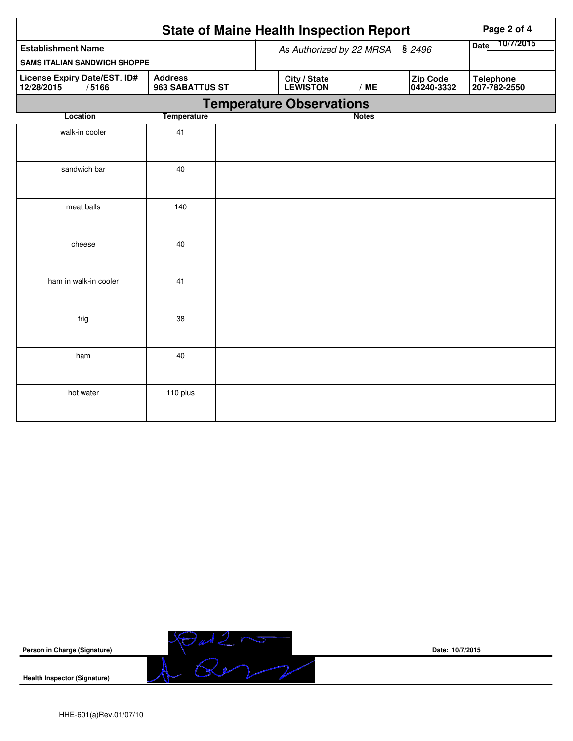# State of Maine Health Inspection Report

| Establishment Name | As Authorized by 22 MRSA § 2496 | | | Date 10/7/2015 |
|---|---|---|---|---|
| SAMS ITALIAN SANDWICH SHOPPE | | | | |
| **License Expiry Date/EST. ID#** 12/28/2015 / 5166 | **Address** 963 SABATTUS ST | **City / State** LEWISTON / ME | **Zip Code** 04240-3332 | **Telephone** 207-782-2550 |

## Temperature Observations

| Location | Temperature | Notes |
|---|---|---|
| walk-in cooler | 41 | |
| sandwich bar | 40 | |
| meat balls | 140 | |
| cheese | 40 | |
| ham in walk-in cooler | 41 | |
| frig | 38 | |
| ham | 40 | |
| hot water | 110 plus | |

**Person in Charge (Signature)** Date: 10/7/2015

**Health Inspector (Signature)**

HHE-601(a)Rev.01/07/10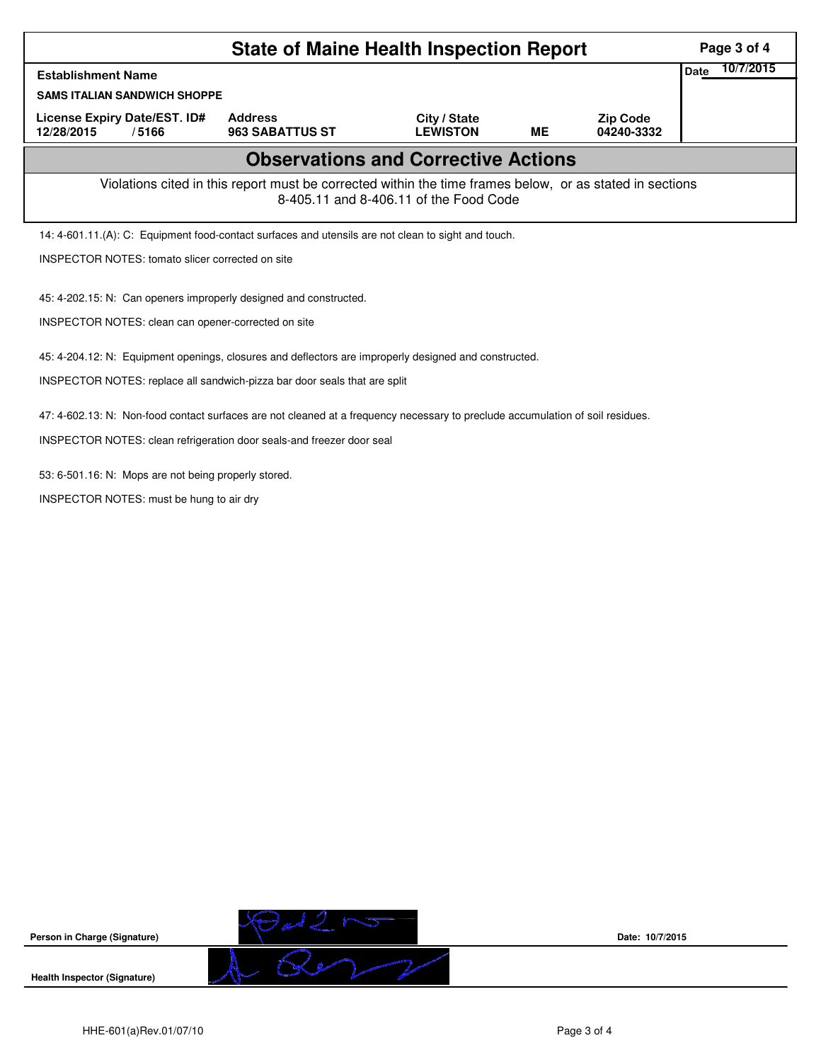# State of Maine Health Inspection Report

| Establishment Name | | | | | Date 10/7/2015 |
|---|---|---|---|---|---|
| SAMS ITALIAN SANDWICH SHOPPE | | | | | |
| License Expiry Date/EST. ID# | Address | City / State | | Zip Code | |
| 12/28/2015 / 5166 | 963 SABATTUS ST | LEWISTON | ME | 04240-3332 | |

## Observations and Corrective Actions

Violations cited in this report must be corrected within the time frames below, or as stated in sections 8-405.11 and 8-406.11 of the Food Code

14: 4-601.11.(A): C: Equipment food-contact surfaces and utensils are not clean to sight and touch.

INSPECTOR NOTES: tomato slicer corrected on site

45: 4-202.15: N: Can openers improperly designed and constructed.

INSPECTOR NOTES: clean can opener-corrected on site

45: 4-204.12: N: Equipment openings, closures and deflectors are improperly designed and constructed.

INSPECTOR NOTES: replace all sandwich-pizza bar door seals that are split

47: 4-602.13: N: Non-food contact surfaces are not cleaned at a frequency necessary to preclude accumulation of soil residues.

INSPECTOR NOTES: clean refrigeration door seals-and freezer door seal

53: 6-501.16: N: Mops are not being properly stored.

INSPECTOR NOTES: must be hung to air dry

**Person in Charge (Signature)** Date: 10/7/2015

**Health Inspector (Signature)**

HHE-601(a)Rev.01/07/10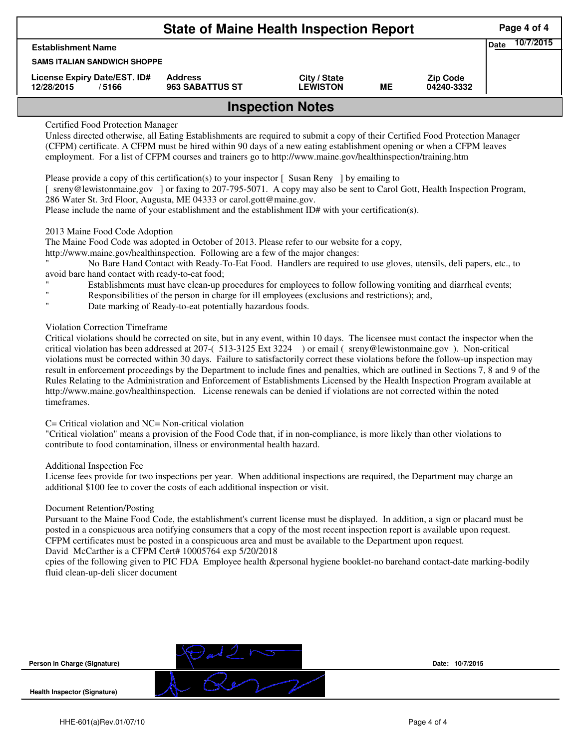# State of Maine Health Inspection Report

| Establishment Name | | | | | Date 10/7/2015 |
|---|---|---|---|---|---|
| SAMS ITALIAN SANDWICH SHOPPE | | | | | |
| License Expiry Date/EST. ID# | Address | City / State | | Zip Code | |
| 12/28/2015 / 5166 | 963 SABATTUS ST | LEWISTON | ME | 04240-3332 | |

## Inspection Notes

Certified Food Protection Manager
Unless directed otherwise, all Eating Establishments are required to submit a copy of their Certified Food Protection Manager (CFPM) certificate. A CFPM must be hired within 90 days of a new eating establishment opening or when a CFPM leaves employment. For a list of CFPM courses and trainers go to http://www.maine.gov/healthinspection/training.htm

Please provide a copy of this certification(s) to your inspector [ Susan Reny ] by emailing to [ sreny@lewistonmaine.gov ] or faxing to 207-795-5071. A copy may also be sent to Carol Gott, Health Inspection Program, 286 Water St. 3rd Floor, Augusta, ME 04333 or carol.gott@maine.gov.
Please include the name of your establishment and the establishment ID# with your certification(s).

2013 Maine Food Code Adoption
The Maine Food Code was adopted in October of 2013. Please refer to our website for a copy, http://www.maine.gov/healthinspection. Following are a few of the major changes:

" No Bare Hand Contact with Ready-To-Eat Food. Handlers are required to use gloves, utensils, deli papers, etc., to avoid bare hand contact with ready-to-eat food;
" Establishments must have clean-up procedures for employees to follow following vomiting and diarrheal events;
" Responsibilities of the person in charge for ill employees (exclusions and restrictions); and,
" Date marking of Ready-to-eat potentially hazardous foods.

Violation Correction Timeframe
Critical violations should be corrected on site, but in any event, within 10 days. The licensee must contact the inspector when the critical violation has been addressed at 207-( 513-3125 Ext 3224 ) or email ( sreny@lewistonmaine.gov ). Non-critical violations must be corrected within 30 days. Failure to satisfactorily correct these violations before the follow-up inspection may result in enforcement proceedings by the Department to include fines and penalties, which are outlined in Sections 7, 8 and 9 of the Rules Relating to the Administration and Enforcement of Establishments Licensed by the Health Inspection Program available at http://www.maine.gov/healthinspection. License renewals can be denied if violations are not corrected within the noted timeframes.

C= Critical violation and NC= Non-critical violation
"Critical violation" means a provision of the Food Code that, if in non-compliance, is more likely than other violations to contribute to food contamination, illness or environmental health hazard.

Additional Inspection Fee
License fees provide for two inspections per year. When additional inspections are required, the Department may charge an additional $100 fee to cover the costs of each additional inspection or visit.

Document Retention/Posting
Pursuant to the Maine Food Code, the establishment's current license must be displayed. In addition, a sign or placard must be posted in a conspicuous area notifying consumers that a copy of the most recent inspection report is available upon request. CFPM certificates must be posted in a conspicuous area and must be available to the Department upon request.
David McCarther is a CFPM Cert# 10005764 exp 5/20/2018
cpies of the following given to PIC FDA Employee health &personal hygiene booklet-no barehand contact-date marking-bodily fluid clean-up-deli slicer document

Person in Charge (Signature) Date: 10/7/2015

Health Inspector (Signature)

HHE-601(a)Rev.01/07/10